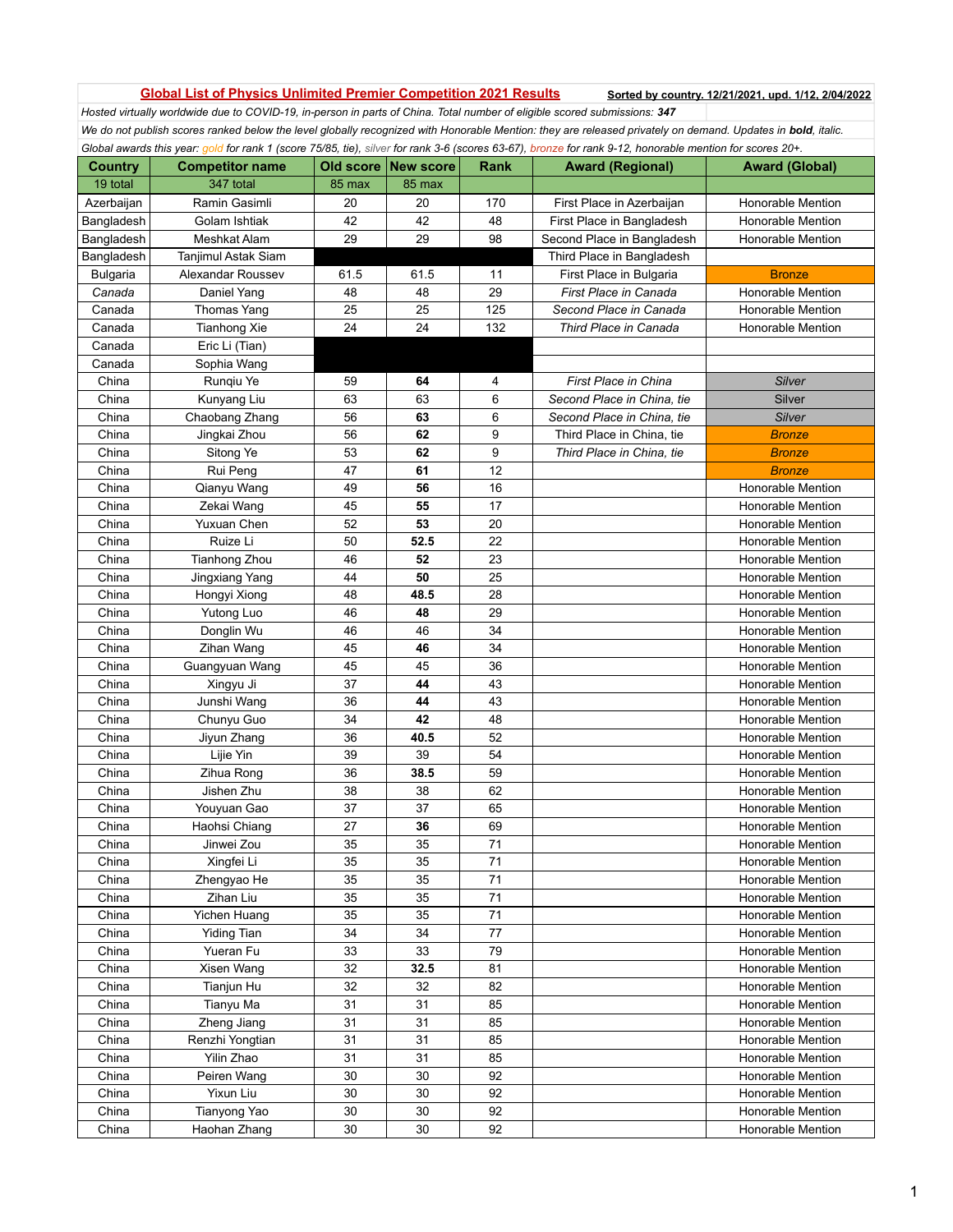## Global List of Physics Unlimited Premier Competition 2021 Results

**Sorted by country. 12/21/2021, upd. 1/12, 2/04/2022**

*Hosted virtually worldwide due to COVID-19, in-person in parts of China. Total number of eligible scored submissions: **347***

*We do not publish scores ranked below the level globally recognized with Honorable Mention: they are released privately on demand. Updates in **bold**, italic.*

*Global awards this year: gold for rank 1 (score 75/85, tie), silver for rank 3-6 (scores 63-67), bronze for rank 9-12, honorable mention for scores 20+.*

| Country | Competitor name | Old score | New score | Rank | Award (Regional) | Award (Global) |
|---|---|---|---|---|---|---|
| 19 total | 347 total | 85 max | 85 max | | | |
| Azerbaijan | Ramin Gasimli | 20 | 20 | 170 | First Place in Azerbaijan | Honorable Mention |
| Bangladesh | Golam Ishtiak | 42 | 42 | 48 | First Place in Bangladesh | Honorable Mention |
| Bangladesh | Meshkat Alam | 29 | 29 | 98 | Second Place in Bangladesh | Honorable Mention |
| Bangladesh | Tanjimul Astak Siam | | | | Third Place in Bangladesh | |
| Bulgaria | Alexandar Roussev | 61.5 | 61.5 | 11 | First Place in Bulgaria | Bronze |
| *Canada* | Daniel Yang | 48 | 48 | 29 | *First Place in Canada* | Honorable Mention |
| Canada | Thomas Yang | 25 | 25 | 125 | *Second Place in Canada* | Honorable Mention |
| Canada | Tianhong Xie | 24 | 24 | 132 | *Third Place in Canada* | Honorable Mention |
| Canada | Eric Li (Tian) | | | | | |
| Canada | Sophia Wang | | | | | |
| China | Runqiu Ye | 59 | **64** | 4 | *First Place in China* | *Silver* |
| China | Kunyang Liu | 63 | 63 | 6 | *Second Place in China, tie* | Silver |
| China | Chaobang Zhang | 56 | **63** | 6 | *Second Place in China, tie* | *Silver* |
| China | Jingkai Zhou | 56 | **62** | 9 | Third Place in China, tie | *Bronze* |
| China | Sitong Ye | 53 | **62** | 9 | *Third Place in China, tie* | *Bronze* |
| China | Rui Peng | 47 | **61** | 12 | | *Bronze* |
| China | Qianyu Wang | 49 | **56** | 16 | | Honorable Mention |
| China | Zekai Wang | 45 | **55** | 17 | | Honorable Mention |
| China | Yuxuan Chen | 52 | **53** | 20 | | Honorable Mention |
| China | Ruize Li | 50 | **52.5** | 22 | | Honorable Mention |
| China | Tianhong Zhou | 46 | **52** | 23 | | Honorable Mention |
| China | Jingxiang Yang | 44 | **50** | 25 | | Honorable Mention |
| China | Hongyi Xiong | 48 | **48.5** | 28 | | Honorable Mention |
| China | Yutong Luo | 46 | **48** | 29 | | Honorable Mention |
| China | Donglin Wu | 46 | 46 | 34 | | Honorable Mention |
| China | Zihan Wang | 45 | **46** | 34 | | Honorable Mention |
| China | Guangyuan Wang | 45 | 45 | 36 | | Honorable Mention |
| China | Xingyu Ji | 37 | **44** | 43 | | Honorable Mention |
| China | Junshi Wang | 36 | **44** | 43 | | Honorable Mention |
| China | Chunyu Guo | 34 | **42** | 48 | | Honorable Mention |
| China | Jiyun Zhang | 36 | **40.5** | 52 | | Honorable Mention |
| China | Lijie Yin | 39 | 39 | 54 | | Honorable Mention |
| China | Zihua Rong | 36 | **38.5** | 59 | | Honorable Mention |
| China | Jishen Zhu | 38 | 38 | 62 | | Honorable Mention |
| China | Youyuan Gao | 37 | 37 | 65 | | Honorable Mention |
| China | Haohsi Chiang | 27 | **36** | 69 | | Honorable Mention |
| China | Jinwei Zou | 35 | 35 | 71 | | Honorable Mention |
| China | Xingfei Li | 35 | 35 | 71 | | Honorable Mention |
| China | Zhengyao He | 35 | 35 | 71 | | Honorable Mention |
| China | Zihan Liu | 35 | 35 | 71 | | Honorable Mention |
| China | Yichen Huang | 35 | 35 | 71 | | Honorable Mention |
| China | Yiding Tian | 34 | 34 | 77 | | Honorable Mention |
| China | Yueran Fu | 33 | 33 | 79 | | Honorable Mention |
| China | Xisen Wang | 32 | **32.5** | 81 | | Honorable Mention |
| China | Tianjun Hu | 32 | 32 | 82 | | Honorable Mention |
| China | Tianyu Ma | 31 | 31 | 85 | | Honorable Mention |
| China | Zheng Jiang | 31 | 31 | 85 | | Honorable Mention |
| China | Renzhi Yongtian | 31 | 31 | 85 | | Honorable Mention |
| China | Yilin Zhao | 31 | 31 | 85 | | Honorable Mention |
| China | Peiren Wang | 30 | 30 | 92 | | Honorable Mention |
| China | Yixun Liu | 30 | 30 | 92 | | Honorable Mention |
| China | Tianyong Yao | 30 | 30 | 92 | | Honorable Mention |
| China | Haohan Zhang | 30 | 30 | 92 | | Honorable Mention |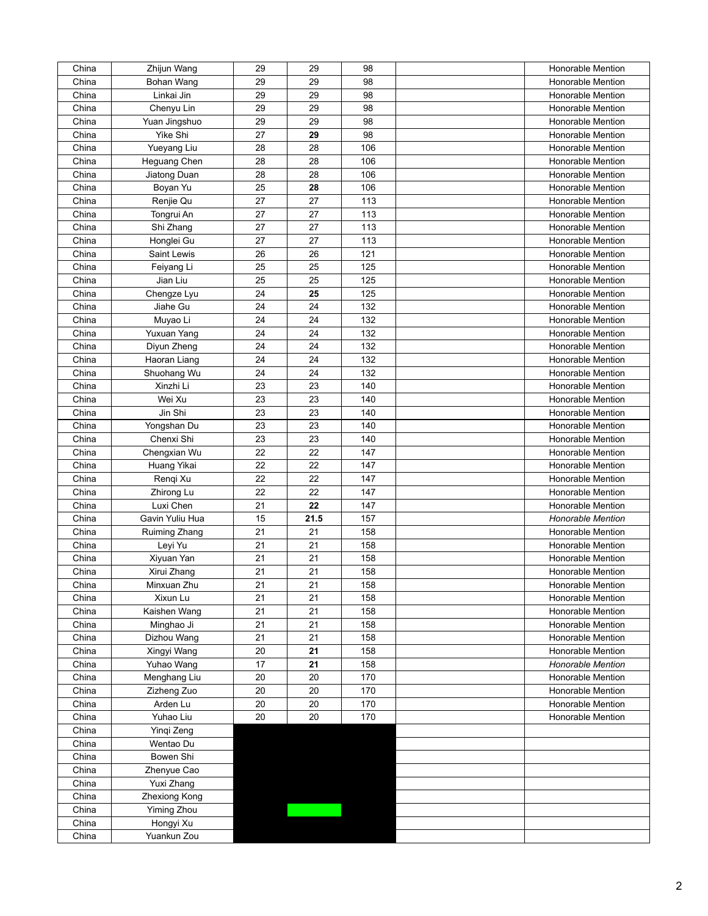| | | | | | | |
|---|---|---|---|---|---|---|
| China | Zhijun Wang | 29 | 29 | 98 | | Honorable Mention |
| China | Bohan Wang | 29 | 29 | 98 | | Honorable Mention |
| China | Linkai Jin | 29 | 29 | 98 | | Honorable Mention |
| China | Chenyu Lin | 29 | 29 | 98 | | Honorable Mention |
| China | Yuan Jingshuo | 29 | 29 | 98 | | Honorable Mention |
| China | Yike Shi | 27 | **29** | 98 | | Honorable Mention |
| China | Yueyang Liu | 28 | 28 | 106 | | Honorable Mention |
| China | Heguang Chen | 28 | 28 | 106 | | Honorable Mention |
| China | Jiatong Duan | 28 | 28 | 106 | | Honorable Mention |
| China | Boyan Yu | 25 | **28** | 106 | | Honorable Mention |
| China | Renjie Qu | 27 | 27 | 113 | | Honorable Mention |
| China | Tongrui An | 27 | 27 | 113 | | Honorable Mention |
| China | Shi Zhang | 27 | 27 | 113 | | Honorable Mention |
| China | Honglei Gu | 27 | 27 | 113 | | Honorable Mention |
| China | Saint Lewis | 26 | 26 | 121 | | Honorable Mention |
| China | Feiyang Li | 25 | 25 | 125 | | Honorable Mention |
| China | Jian Liu | 25 | 25 | 125 | | Honorable Mention |
| China | Chengze Lyu | 24 | **25** | 125 | | Honorable Mention |
| China | Jiahe Gu | 24 | 24 | 132 | | Honorable Mention |
| China | Muyao Li | 24 | 24 | 132 | | Honorable Mention |
| China | Yuxuan Yang | 24 | 24 | 132 | | Honorable Mention |
| China | Diyun Zheng | 24 | 24 | 132 | | Honorable Mention |
| China | Haoran Liang | 24 | 24 | 132 | | Honorable Mention |
| China | Shuohang Wu | 24 | 24 | 132 | | Honorable Mention |
| China | Xinzhi Li | 23 | 23 | 140 | | Honorable Mention |
| China | Wei Xu | 23 | 23 | 140 | | Honorable Mention |
| China | Jin Shi | 23 | 23 | 140 | | Honorable Mention |
| China | Yongshan Du | 23 | 23 | 140 | | Honorable Mention |
| China | Chenxi Shi | 23 | 23 | 140 | | Honorable Mention |
| China | Chengxian Wu | 22 | 22 | 147 | | Honorable Mention |
| China | Huang Yikai | 22 | 22 | 147 | | Honorable Mention |
| China | Renqi Xu | 22 | 22 | 147 | | Honorable Mention |
| China | Zhirong Lu | 22 | 22 | 147 | | Honorable Mention |
| China | Luxi Chen | 21 | **22** | 147 | | Honorable Mention |
| China | Gavin Yuliu Hua | 15 | **21.5** | 157 | | *Honorable Mention* |
| China | Ruiming Zhang | 21 | 21 | 158 | | Honorable Mention |
| China | Leyi Yu | 21 | 21 | 158 | | Honorable Mention |
| China | Xiyuan Yan | 21 | 21 | 158 | | Honorable Mention |
| China | Xirui Zhang | 21 | 21 | 158 | | Honorable Mention |
| China | Minxuan Zhu | 21 | 21 | 158 | | Honorable Mention |
| China | Xixun Lu | 21 | 21 | 158 | | Honorable Mention |
| China | Kaishen Wang | 21 | 21 | 158 | | Honorable Mention |
| China | Minghao Ji | 21 | 21 | 158 | | Honorable Mention |
| China | Dizhou Wang | 21 | 21 | 158 | | Honorable Mention |
| China | Xingyi Wang | 20 | **21** | 158 | | Honorable Mention |
| China | Yuhao Wang | 17 | **21** | 158 | | *Honorable Mention* |
| China | Menghang Liu | 20 | 20 | 170 | | Honorable Mention |
| China | Zizheng Zuo | 20 | 20 | 170 | | Honorable Mention |
| China | Arden Lu | 20 | 20 | 170 | | Honorable Mention |
| China | Yuhao Liu | 20 | 20 | 170 | | Honorable Mention |
| China | Yinqi Zeng | | | | | |
| China | Wentao Du | | | | | |
| China | Bowen Shi | | | | | |
| China | Zhenyue Cao | | | | | |
| China | Yuxi Zhang | | | | | |
| China | Zhexiong Kong | | | | | |
| China | Yiming Zhou | | | | | |
| China | Hongyi Xu | | | | | |
| China | Yuankun Zou | | | | | |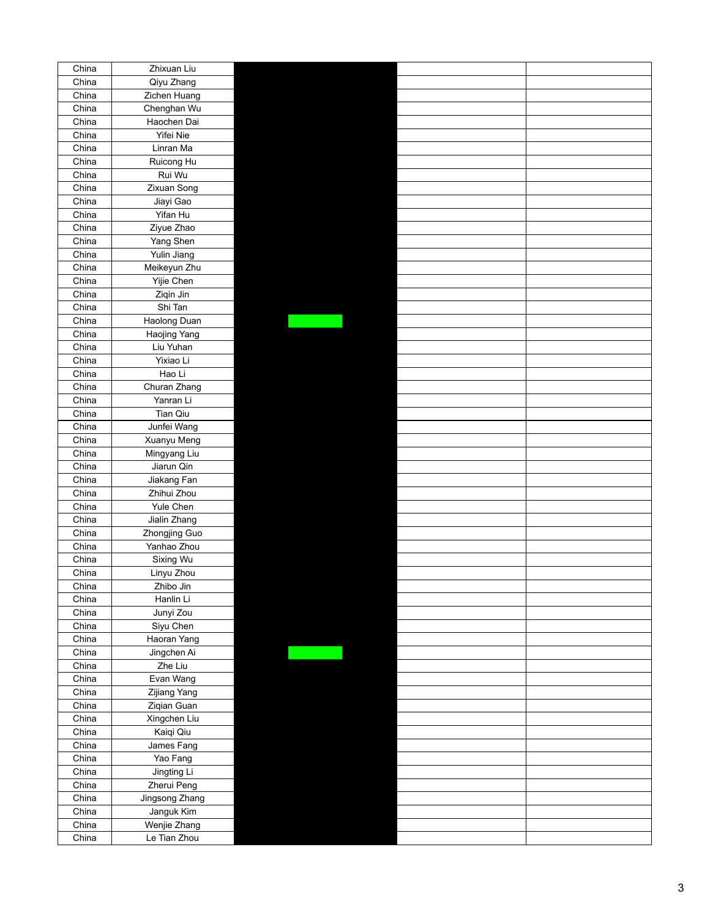| | | | | |
|---|---|---|---|---|
| China | Zhixuan Liu | | | |
| China | Qiyu Zhang | | | |
| China | Zichen Huang | | | |
| China | Chenghan Wu | | | |
| China | Haochen Dai | | | |
| China | Yifei Nie | | | |
| China | Linran Ma | | | |
| China | Ruicong Hu | | | |
| China | Rui Wu | | | |
| China | Zixuan Song | | | |
| China | Jiayi Gao | | | |
| China | Yifan Hu | | | |
| China | Ziyue Zhao | | | |
| China | Yang Shen | | | |
| China | Yulin Jiang | | | |
| China | Meikeyun Zhu | | | |
| China | Yijie Chen | | | |
| China | Ziqin Jin | | | |
| China | Shi Tan | | | |
| China | Haolong Duan | | | |
| China | Haojing Yang | | | |
| China | Liu Yuhan | | | |
| China | Yixiao Li | | | |
| China | Hao Li | | | |
| China | Churan Zhang | | | |
| China | Yanran Li | | | |
| China | Tian Qiu | | | |
| China | Junfei Wang | | | |
| China | Xuanyu Meng | | | |
| China | Mingyang Liu | | | |
| China | Jiarun Qin | | | |
| China | Jiakang Fan | | | |
| China | Zhihui Zhou | | | |
| China | Yule Chen | | | |
| China | Jialin Zhang | | | |
| China | Zhongjing Guo | | | |
| China | Yanhao Zhou | | | |
| China | Sixing Wu | | | |
| China | Linyu Zhou | | | |
| China | Zhibo Jin | | | |
| China | Hanlin Li | | | |
| China | Junyi Zou | | | |
| China | Siyu Chen | | | |
| China | Haoran Yang | | | |
| China | Jingchen Ai | | | |
| China | Zhe Liu | | | |
| China | Evan Wang | | | |
| China | Zijiang Yang | | | |
| China | Ziqian Guan | | | |
| China | Xingchen Liu | | | |
| China | Kaiqi Qiu | | | |
| China | James Fang | | | |
| China | Yao Fang | | | |
| China | Jingting Li | | | |
| China | Zherui Peng | | | |
| China | Jingsong Zhang | | | |
| China | Janguk Kim | | | |
| China | Wenjie Zhang | | | |
| China | Le Tian Zhou | | | |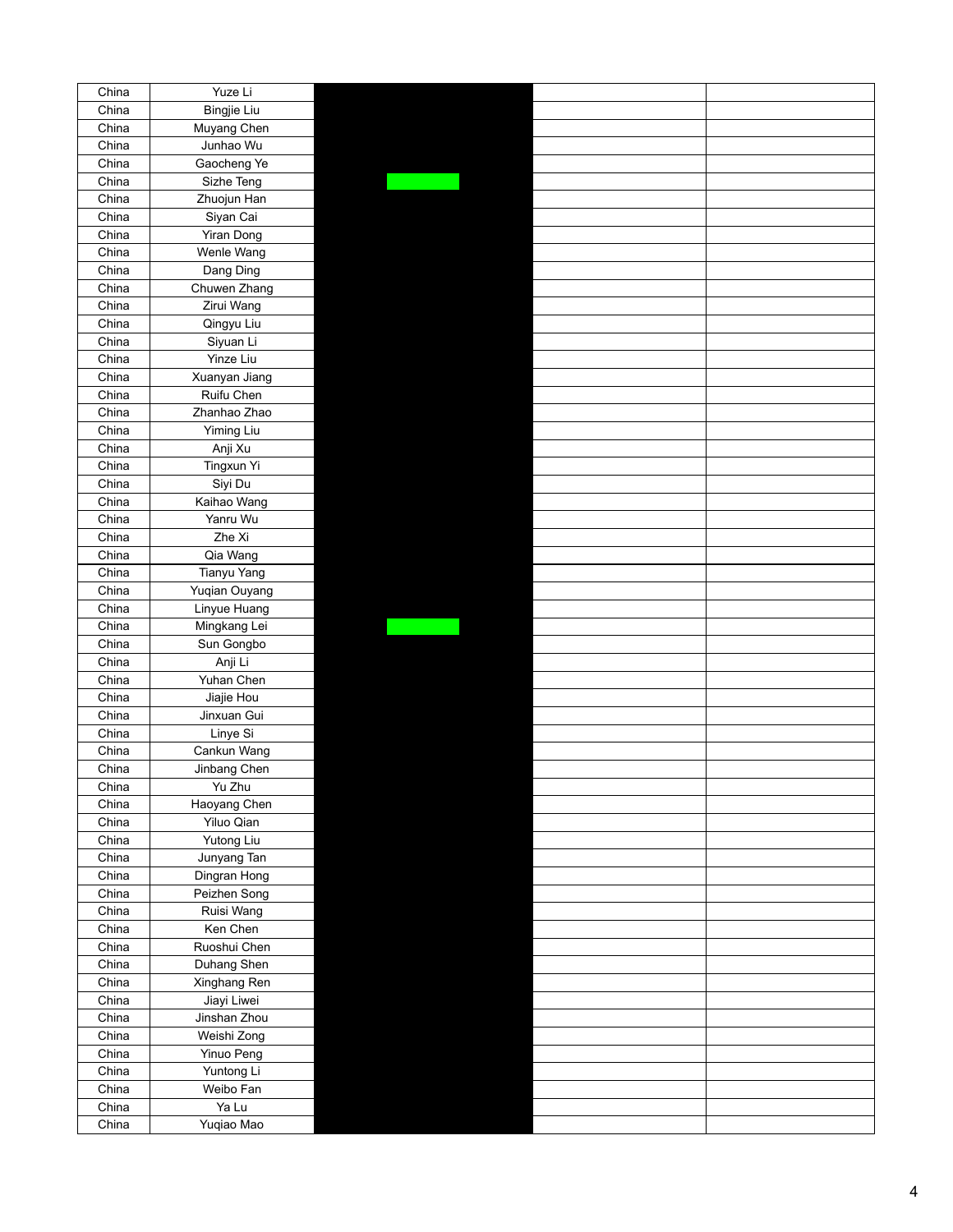| | | | | |
|---|---|---|---|---|
| China | Yuze Li | | | |
| China | Bingjie Liu | | | |
| China | Muyang Chen | | | |
| China | Junhao Wu | | | |
| China | Gaocheng Ye | | | |
| China | Sizhe Teng | | | |
| China | Zhuojun Han | | | |
| China | Siyan Cai | | | |
| China | Yiran Dong | | | |
| China | Wenle Wang | | | |
| China | Dang Ding | | | |
| China | Chuwen Zhang | | | |
| China | Zirui Wang | | | |
| China | Qingyu Liu | | | |
| China | Siyuan Li | | | |
| China | Yinze Liu | | | |
| China | Xuanyan Jiang | | | |
| China | Ruifu Chen | | | |
| China | Zhanhao Zhao | | | |
| China | Yiming Liu | | | |
| China | Anji Xu | | | |
| China | Tingxun Yi | | | |
| China | Siyi Du | | | |
| China | Kaihao Wang | | | |
| China | Yanru Wu | | | |
| China | Zhe Xi | | | |
| China | Qia Wang | | | |
| China | Tianyu Yang | | | |
| China | Yuqian Ouyang | | | |
| China | Linyue Huang | | | |
| China | Mingkang Lei | | | |
| China | Sun Gongbo | | | |
| China | Anji Li | | | |
| China | Yuhan Chen | | | |
| China | Jiajie Hou | | | |
| China | Jinxuan Gui | | | |
| China | Linye Si | | | |
| China | Cankun Wang | | | |
| China | Jinbang Chen | | | |
| China | Yu Zhu | | | |
| China | Haoyang Chen | | | |
| China | Yiluo Qian | | | |
| China | Yutong Liu | | | |
| China | Junyang Tan | | | |
| China | Dingran Hong | | | |
| China | Peizhen Song | | | |
| China | Ruisi Wang | | | |
| China | Ken Chen | | | |
| China | Ruoshui Chen | | | |
| China | Duhang Shen | | | |
| China | Xinghang Ren | | | |
| China | Jiayi Liwei | | | |
| China | Jinshan Zhou | | | |
| China | Weishi Zong | | | |
| China | Yinuo Peng | | | |
| China | Yuntong Li | | | |
| China | Weibo Fan | | | |
| China | Ya Lu | | | |
| China | Yuqiao Mao | | | |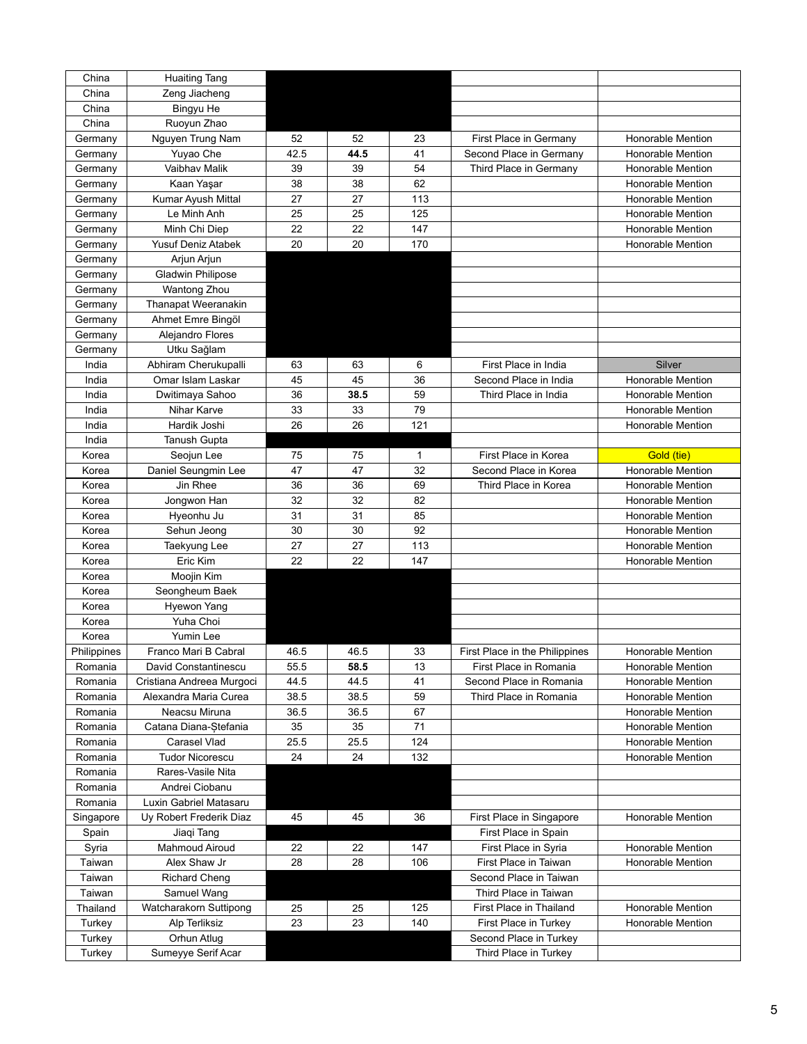| | | | | | | |
|---|---|---|---|---|---|---|
| China | Huaiting Tang | | | | | |
| China | Zeng Jiacheng | | | | | |
| China | Bingyu He | | | | | |
| China | Ruoyun Zhao | | | | | |
| Germany | Nguyen Trung Nam | 52 | 52 | 23 | First Place in Germany | Honorable Mention |
| Germany | Yuyao Che | 42.5 | **44.5** | 41 | Second Place in Germany | Honorable Mention |
| Germany | Vaibhav Malik | 39 | 39 | 54 | Third Place in Germany | Honorable Mention |
| Germany | Kaan Yaşar | 38 | 38 | 62 | | Honorable Mention |
| Germany | Kumar Ayush Mittal | 27 | 27 | 113 | | Honorable Mention |
| Germany | Le Minh Anh | 25 | 25 | 125 | | Honorable Mention |
| Germany | Minh Chi Diep | 22 | 22 | 147 | | Honorable Mention |
| Germany | Yusuf Deniz Atabek | 20 | 20 | 170 | | Honorable Mention |
| Germany | Arjun Arjun | | | | | |
| Germany | Gladwin Philipose | | | | | |
| Germany | Wantong Zhou | | | | | |
| Germany | Thanapat Weeranakin | | | | | |
| Germany | Ahmet Emre Bingöl | | | | | |
| Germany | Alejandro Flores | | | | | |
| Germany | Utku Sağlam | | | | | |
| India | Abhiram Cherukupalli | 63 | 63 | 6 | First Place in India | Silver |
| India | Omar Islam Laskar | 45 | 45 | 36 | Second Place in India | Honorable Mention |
| India | Dwitimaya Sahoo | 36 | **38.5** | 59 | Third Place in India | Honorable Mention |
| India | Nihar Karve | 33 | 33 | 79 | | Honorable Mention |
| India | Hardik Joshi | 26 | 26 | 121 | | Honorable Mention |
| India | Tanush Gupta | | | | | |
| Korea | Seojun Lee | 75 | 75 | 1 | First Place in Korea | Gold (tie) |
| Korea | Daniel Seungmin Lee | 47 | 47 | 32 | Second Place in Korea | Honorable Mention |
| Korea | Jin Rhee | 36 | 36 | 69 | Third Place in Korea | Honorable Mention |
| Korea | Jongwon Han | 32 | 32 | 82 | | Honorable Mention |
| Korea | Hyeonhu Ju | 31 | 31 | 85 | | Honorable Mention |
| Korea | Sehun Jeong | 30 | 30 | 92 | | Honorable Mention |
| Korea | Taekyung Lee | 27 | 27 | 113 | | Honorable Mention |
| Korea | Eric Kim | 22 | 22 | 147 | | Honorable Mention |
| Korea | Moojin Kim | | | | | |
| Korea | Seongheum Baek | | | | | |
| Korea | Hyewon Yang | | | | | |
| Korea | Yuha Choi | | | | | |
| Korea | Yumin Lee | | | | | |
| Philippines | Franco Mari B Cabral | 46.5 | 46.5 | 33 | First Place in the Philippines | Honorable Mention |
| Romania | David Constantinescu | 55.5 | **58.5** | 13 | First Place in Romania | Honorable Mention |
| Romania | Cristiana Andreea Murgoci | 44.5 | 44.5 | 41 | Second Place in Romania | Honorable Mention |
| Romania | Alexandra Maria Curea | 38.5 | 38.5 | 59 | Third Place in Romania | Honorable Mention |
| Romania | Neacsu Miruna | 36.5 | 36.5 | 67 | | Honorable Mention |
| Romania | Catana Diana-Ștefania | 35 | 35 | 71 | | Honorable Mention |
| Romania | Carasel Vlad | 25.5 | 25.5 | 124 | | Honorable Mention |
| Romania | Tudor Nicorescu | 24 | 24 | 132 | | Honorable Mention |
| Romania | Rares-Vasile Nita | | | | | |
| Romania | Andrei Ciobanu | | | | | |
| Romania | Luxin Gabriel Matasaru | | | | | |
| Singapore | Uy Robert Frederik Diaz | 45 | 45 | 36 | First Place in Singapore | Honorable Mention |
| Spain | Jiaqi Tang | | | | First Place in Spain | |
| Syria | Mahmoud Airoud | 22 | 22 | 147 | First Place in Syria | Honorable Mention |
| Taiwan | Alex Shaw Jr | 28 | 28 | 106 | First Place in Taiwan | Honorable Mention |
| Taiwan | Richard Cheng | | | | Second Place in Taiwan | |
| Taiwan | Samuel Wang | | | | Third Place in Taiwan | |
| Thailand | Watcharakorn Suttipong | 25 | 25 | 125 | First Place in Thailand | Honorable Mention |
| Turkey | Alp Terliksiz | 23 | 23 | 140 | First Place in Turkey | Honorable Mention |
| Turkey | Orhun Atlug | | | | Second Place in Turkey | |
| Turkey | Sumeyye Serif Acar | | | | Third Place in Turkey | |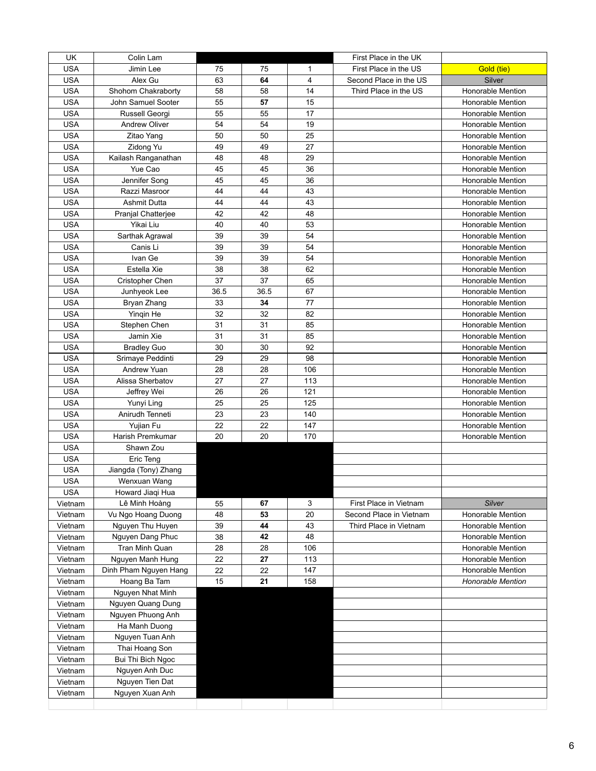| | | | | | | |
|---|---|---|---|---|---|---|
| UK | Colin Lam | | | | First Place in the UK | |
| USA | Jimin Lee | 75 | 75 | 1 | First Place in the US | Gold (tie) |
| USA | Alex Gu | 63 | **64** | 4 | Second Place in the US | Silver |
| USA | Shohom Chakraborty | 58 | 58 | 14 | Third Place in the US | Honorable Mention |
| USA | John Samuel Sooter | 55 | **57** | 15 | | Honorable Mention |
| USA | Russell Georgi | 55 | 55 | 17 | | Honorable Mention |
| USA | Andrew Oliver | 54 | 54 | 19 | | Honorable Mention |
| USA | Zitao Yang | 50 | 50 | 25 | | Honorable Mention |
| USA | Zidong Yu | 49 | 49 | 27 | | Honorable Mention |
| USA | Kailash Ranganathan | 48 | 48 | 29 | | Honorable Mention |
| USA | Yue Cao | 45 | 45 | 36 | | Honorable Mention |
| USA | Jennifer Song | 45 | 45 | 36 | | Honorable Mention |
| USA | Razzi Masroor | 44 | 44 | 43 | | Honorable Mention |
| USA | Ashmit Dutta | 44 | 44 | 43 | | Honorable Mention |
| USA | Pranjal Chatterjee | 42 | 42 | 48 | | Honorable Mention |
| USA | Yikai Liu | 40 | 40 | 53 | | Honorable Mention |
| USA | Sarthak Agrawal | 39 | 39 | 54 | | Honorable Mention |
| USA | Canis Li | 39 | 39 | 54 | | Honorable Mention |
| USA | Ivan Ge | 39 | 39 | 54 | | Honorable Mention |
| USA | Estella Xie | 38 | 38 | 62 | | Honorable Mention |
| USA | Cristopher Chen | 37 | 37 | 65 | | Honorable Mention |
| USA | Junhyeok Lee | 36.5 | 36.5 | 67 | | Honorable Mention |
| USA | Bryan Zhang | 33 | **34** | 77 | | Honorable Mention |
| USA | Yinqin He | 32 | 32 | 82 | | Honorable Mention |
| USA | Stephen Chen | 31 | 31 | 85 | | Honorable Mention |
| USA | Jamin Xie | 31 | 31 | 85 | | Honorable Mention |
| USA | Bradley Guo | 30 | 30 | 92 | | Honorable Mention |
| USA | Srimaye Peddinti | 29 | 29 | 98 | | Honorable Mention |
| USA | Andrew Yuan | 28 | 28 | 106 | | Honorable Mention |
| USA | Alissa Sherbatov | 27 | 27 | 113 | | Honorable Mention |
| USA | Jeffrey Wei | 26 | 26 | 121 | | Honorable Mention |
| USA | Yunyi Ling | 25 | 25 | 125 | | Honorable Mention |
| USA | Anirudh Tenneti | 23 | 23 | 140 | | Honorable Mention |
| USA | Yujian Fu | 22 | 22 | 147 | | Honorable Mention |
| USA | Harish Premkumar | 20 | 20 | 170 | | Honorable Mention |
| USA | Shawn Zou | | | | | |
| USA | Eric Teng | | | | | |
| USA | Jiangda (Tony) Zhang | | | | | |
| USA | Wenxuan Wang | | | | | |
| USA | Howard Jiaqi Hua | | | | | |
| Vietnam | Lê Minh Hoàng | 55 | **67** | 3 | First Place in Vietnam | *Silver* |
| Vietnam | Vu Ngo Hoang Duong | 48 | **53** | 20 | Second Place in Vietnam | Honorable Mention |
| Vietnam | Nguyen Thu Huyen | 39 | **44** | 43 | Third Place in Vietnam | Honorable Mention |
| Vietnam | Nguyen Dang Phuc | 38 | **42** | 48 | | Honorable Mention |
| Vietnam | Tran Minh Quan | 28 | 28 | 106 | | Honorable Mention |
| Vietnam | Nguyen Manh Hung | 22 | **27** | 113 | | Honorable Mention |
| Vietnam | Dinh Pham Nguyen Hang | 22 | 22 | 147 | | Honorable Mention |
| Vietnam | Hoang Ba Tam | 15 | **21** | 158 | | *Honorable Mention* |
| Vietnam | Nguyen Nhat Minh | | | | | |
| Vietnam | Nguyen Quang Dung | | | | | |
| Vietnam | Nguyen Phuong Anh | | | | | |
| Vietnam | Ha Manh Duong | | | | | |
| Vietnam | Nguyen Tuan Anh | | | | | |
| Vietnam | Thai Hoang Son | | | | | |
| Vietnam | Bui Thi Bich Ngoc | | | | | |
| Vietnam | Nguyen Anh Duc | | | | | |
| Vietnam | Nguyen Tien Dat | | | | | |
| Vietnam | Nguyen Xuan Anh | | | | | |